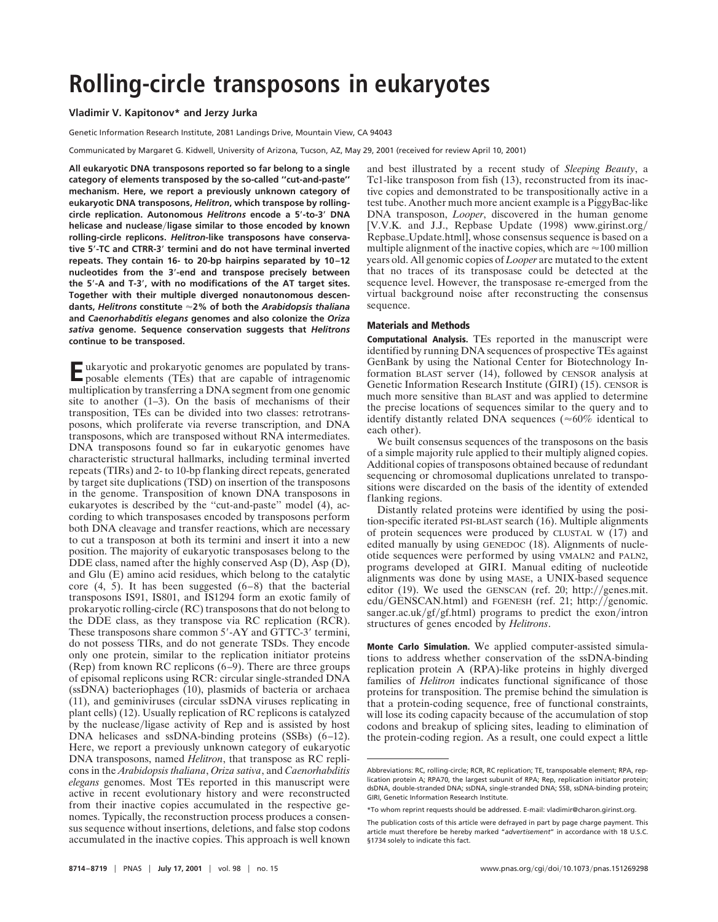# Rolling-circle transposons in eukaryotes

**Vladimir V. Kapitonov* and Jerzy Jurka**

Genetic Information Research Institute, 2081 Landings Drive, Mountain View, CA 94043

Communicated by Margaret G. Kidwell, University of Arizona, Tucson, AZ, May 29, 2001 (received for review April 10, 2001)

**All eukaryotic DNA transposons reported so far belong to a single category of elements transposed by the so-called "cut-and-paste" mechanism. Here, we report a previously unknown category of eukaryotic DNA transposons, *Helitron*, which transpose by rolling-circle replication. Autonomous *Helitrons* encode a 5′-to-3′ DNA helicase and nuclease/ligase similar to those encoded by known rolling-circle replicons. *Helitron*-like transposons have conservative 5′-TC and CTRR-3′ termini and do not have terminal inverted repeats. They contain 16- to 20-bp hairpins separated by 10–12 nucleotides from the 3′-end and transpose precisely between the 5′-A and T-3′, with no modifications of the AT target sites. Together with their multiple diverged nonautonomous descendants, *Helitrons* constitute ≈2% of both the *Arabidopsis thaliana* and *Caenorhabditis elegans* genomes and also colonize the *Oriza sativa* genome. Sequence conservation suggests that *Helitrons* continue to be transposed.**

Eukaryotic and prokaryotic genomes are populated by transposable elements (TEs) that are capable of intragenomic multiplication by transferring a DNA segment from one genomic site to another (1–3). On the basis of mechanisms of their transposition, TEs can be divided into two classes: retrotransposons, which proliferate via reverse transcription, and DNA transposons, which are transposed without RNA intermediates. DNA transposons found so far in eukaryotic genomes have characteristic structural hallmarks, including terminal inverted repeats (TIRs) and 2- to 10-bp flanking direct repeats, generated by target site duplications (TSD) on insertion of the transposons in the genome. Transposition of known DNA transposons in eukaryotes is described by the "cut-and-paste" model (4), according to which transposases encoded by transposons perform both DNA cleavage and transfer reactions, which are necessary to cut a transposon at both its termini and insert it into a new position. The majority of eukaryotic transposases belong to the DDE class, named after the highly conserved Asp (D), Asp (D), and Glu (E) amino acid residues, which belong to the catalytic core (4, 5). It has been suggested (6–8) that the bacterial transposons IS91, IS801, and IS1294 form an exotic family of prokaryotic rolling-circle (RC) transposons that do not belong to the DDE class, as they transpose via RC replication (RCR). These transposons share common 5′-AY and GTTC-3′ termini, do not possess TIRs, and do not generate TSDs. They encode only one protein, similar to the replication initiator proteins (Rep) from known RC replicons (6–9). There are three groups of episomal replicons using RCR: circular single-stranded DNA (ssDNA) bacteriophages (10), plasmids of bacteria or archaea (11), and geminiviruses (circular ssDNA viruses replicating in plant cells) (12). Usually replication of RC replicons is catalyzed by the nuclease/ligase activity of Rep and is assisted by host DNA helicases and ssDNA-binding proteins (SSBs) (6–12). Here, we report a previously unknown category of eukaryotic DNA transposons, *Helitron*, that transpose as RC replicons in the *Arabidopsis thaliana*, *Oriza sativa*, and *Caenorhabditis elegans* genomes. Most TEs reported in this manuscript were active in recent evolutionary history and were reconstructed from their inactive copies accumulated in the respective genomes. Typically, the reconstruction process produces a consensus sequence without insertions, deletions, and false stop codons accumulated in the inactive copies. This approach is well known and best illustrated by a recent study of *Sleeping Beauty*, a Tc1-like transposon from fish (13), reconstructed from its inactive copies and demonstrated to be transpositionally active in a test tube. Another much more ancient example is a PiggyBac-like DNA transposon, *Looper*, discovered in the human genome [V.V.K. and J.J., Repbase Update (1998) www.girinst.org/Repbase_Update.html], whose consensus sequence is based on a multiple alignment of the inactive copies, which are ≈100 million years old. All genomic copies of *Looper* are mutated to the extent that no traces of its transposase could be detected at the sequence level. However, the transposase re-emerged from the virtual background noise after reconstructing the consensus sequence.

## Materials and Methods

**Computational Analysis.** TEs reported in the manuscript were identified by running DNA sequences of prospective TEs against GenBank by using the National Center for Biotechnology Information BLAST server (14), followed by CENSOR analysis at Genetic Information Research Institute (GIRI) (15). CENSOR is much more sensitive than BLAST and was applied to determine the precise locations of sequences similar to the query and to identify distantly related DNA sequences (≈60% identical to each other).

We built consensus sequences of the transposons on the basis of a simple majority rule applied to their multiply aligned copies. Additional copies of transposons obtained because of redundant sequencing or chromosomal duplications unrelated to transpositions were discarded on the basis of the identity of extended flanking regions.

Distantly related proteins were identified by using the position-specific iterated PSI-BLAST search (16). Multiple alignments of protein sequences were produced by CLUSTAL W (17) and edited manually by using GENEDOC (18). Alignments of nucleotide sequences were performed by using VMALN2 and PALN2, programs developed at GIRI. Manual editing of nucleotide alignments was done by using MASE, a UNIX-based sequence editor (19). We used the GENSCAN (ref. 20; http://genes.mit.edu/GENSCAN.html) and FGENESH (ref. 21; http://genomic.sanger.ac.uk/gf/gf.html) programs to predict the exon/intron structures of genes encoded by *Helitrons*.

**Monte Carlo Simulation.** We applied computer-assisted simulations to address whether conservation of the ssDNA-binding replication protein A (RPA)-like proteins in highly diverged families of *Helitron* indicates functional significance of those proteins for transposition. The premise behind the simulation is that a protein-coding sequence, free of functional constraints, will lose its coding capacity because of the accumulation of stop codons and breakup of splicing sites, leading to elimination of the protein-coding region. As a result, one could expect a little

---

Abbreviations: RC, rolling-circle; RCR, RC replication; TE, transposable element; RPA, replication protein A; RPA70, the largest subunit of RPA; Rep, replication initiator protein; dsDNA, double-stranded DNA; ssDNA, single-stranded DNA; SSB, ssDNA-binding protein; GIRI, Genetic Information Research Institute.

*To whom reprint requests should be addressed. E-mail: vladimir@charon.girinst.org.

The publication costs of this article were defrayed in part by page charge payment. This article must therefore be hereby marked "*advertisement*" in accordance with 18 U.S.C. §1734 solely to indicate this fact.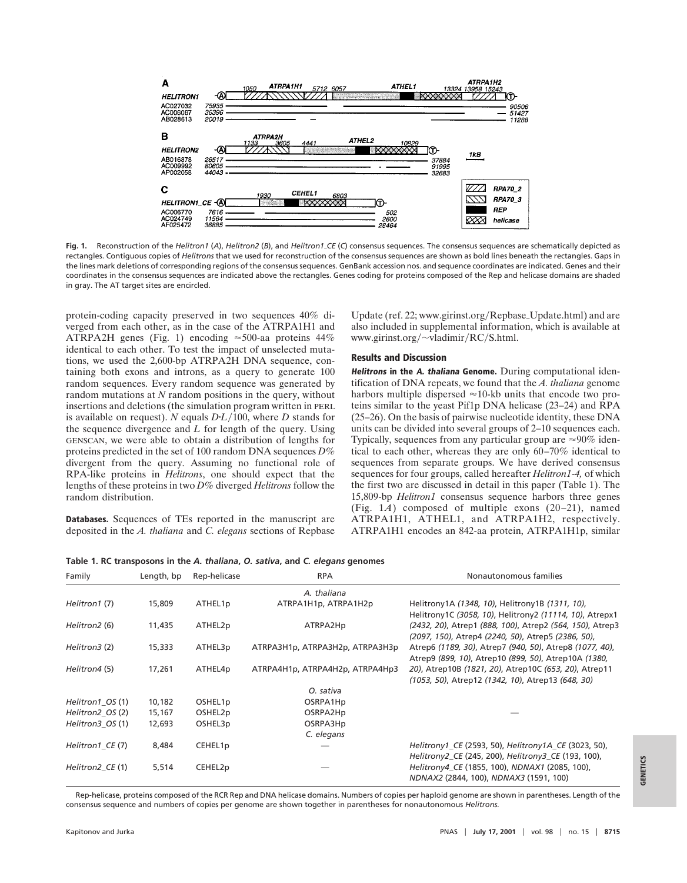**Fig. 1.** Reconstruction of the *Helitron1* (*A*), *Helitron2* (*B*), and *Helitron1_CE* (*C*) consensus sequences. The consensus sequences are schematically depicted as rectangles. Contiguous copies of *Helitrons* that we used for reconstruction of the consensus sequences are shown as bold lines beneath the rectangles. Gaps in the lines mark deletions of corresponding regions of the consensus sequences. GenBank accession nos. and sequence coordinates are indicated. Genes and their coordinates in the consensus sequences are indicated above the rectangles. Genes coding for proteins composed of the Rep and helicase domains are shaded in gray. The AT target sites are encircled.

protein-coding capacity preserved in two sequences 40% diverged from each other, as in the case of the ATRPA1H1 and ATRPA2H genes (Fig. 1) encoding ≈500-aa proteins 44% identical to each other. To test the impact of unselected mutations, we used the 2,600-bp ATRPA2H DNA sequence, containing both exons and introns, as a query to generate 100 random sequences. Every random sequence was generated by random mutations at *N* random positions in the query, without insertions and deletions (the simulation program written in PERL is available on request). *N* equals $D{\cdot}L/100$, where *D* stands for the sequence divergence and *L* for length of the query. Using GENSCAN, we were able to obtain a distribution of lengths for proteins predicted in the set of 100 random DNA sequences *D*% divergent from the query. Assuming no functional role of RPA-like proteins in *Helitrons*, one should expect that the lengths of these proteins in two *D*% diverged *Helitrons* follow the random distribution.

**Databases.** Sequences of TEs reported in the manuscript are deposited in the *A. thaliana* and *C. elegans* sections of Repbase Update (ref. 22; www.girinst.org/Repbase_Update.html) and are also included in supplemental information, which is available at www.girinst.org/~vladimir/RC/S.html.

## Results and Discussion

***Helitrons* in the *A. thaliana* Genome.** During computational identification of DNA repeats, we found that the *A. thaliana* genome harbors multiple dispersed ≈10-kb units that encode two proteins similar to the yeast Pif1p DNA helicase (23–24) and RPA (25–26). On the basis of pairwise nucleotide identity, these DNA units can be divided into several groups of 2–10 sequences each. Typically, sequences from any particular group are ≈90% identical to each other, whereas they are only 60–70% identical to sequences from separate groups. We have derived consensus sequences for four groups, called hereafter *Helitron1-4*, of which the first two are discussed in detail in this paper (Table 1). The 15,809-bp *Helitron1* consensus sequence harbors three genes (Fig. 1*A*) composed of multiple exons (20–21), named ATRPA1H1, ATHEL1, and ATRPA1H2, respectively. ATRPA1H1 encodes an 842-aa protein, ATRPA1H1p, similar

**Table 1. RC transposons in the *A. thaliana*, *O. sativa*, and *C. elegans* genomes**

| Family | Length, bp | Rep-helicase | RPA | Nonautonomous families |
|---|---|---|---|---|
| | | | *A. thaliana* | |
| *Helitron1* (7) | 15,809 | ATHEL1p | ATRPA1H1p, ATRPA1H2p | Helitrony1A *(1348, 10)*, Helitrony1B *(1311, 10)*, Helitrony1C *(3058, 10)*, Helitrony2 *(11114, 10)*, Atrepx1 |
| *Helitron2* (6) | 11,435 | ATHEL2p | ATRPA2Hp | *(2432, 20)*, Atrep1 *(888, 100)*, Atrep2 *(564, 150)*, Atrep3 *(2097, 150)*, Atrep4 *(2240, 50)*, Atrep5 *(2386, 50)*, |
| *Helitron3* (2) | 15,333 | ATHEL3p | ATRPA3H1p, ATRPA3H2p, ATRPA3H3p | Atrep6 *(1189, 30)*, Atrep7 *(940, 50)*, Atrep8 *(1077, 40)*, Atrep9 *(899, 10)*, Atrep10 *(899, 50)*, Atrep10A *(1380,* |
| *Helitron4* (5) | 17,261 | ATHEL4p | ATRPA4H1p, ATRPA4H2p, ATRPA4Hp3 | *20)*, Atrep10B *(1821, 20)*, Atrep10C *(653, 20)*, Atrep11 *(1053, 50)*, Atrep12 *(1342, 10)*, Atrep13 *(648, 30)* |
| | | | *O. sativa* | |
| *Helitron1_OS* (1) | 10,182 | OSHEL1p | OSRPA1Hp | |
| *Helitron2_OS* (2) | 15,167 | OSHEL2p | OSRPA2Hp | — |
| *Helitron3_OS* (1) | 12,693 | OSHEL3p | OSRPA3Hp | |
| | | | *C. elegans* | |
| *Helitron1_CE* (7) | 8,484 | CEHEL1p | — | *Helitrony1_CE* (2593, 50), *Helitrony1A_CE* (3023, 50), *Helitrony2_CE* (245, 200), *Helitrony3_CE* (193, 100), |
| *Helitron2_CE* (1) | 5,514 | CEHEL2p | — | *Helitrony4_CE* (1855, 100), *NDNAX1* (2085, 100), *NDNAX2* (2844, 100), *NDNAX3* (1591, 100) |

Rep-helicase, proteins composed of the RCR Rep and DNA helicase domains. Numbers of copies per haploid genome are shown in parentheses. Length of the consensus sequence and numbers of copies per genome are shown together in parentheses for nonautonomous *Helitrons*.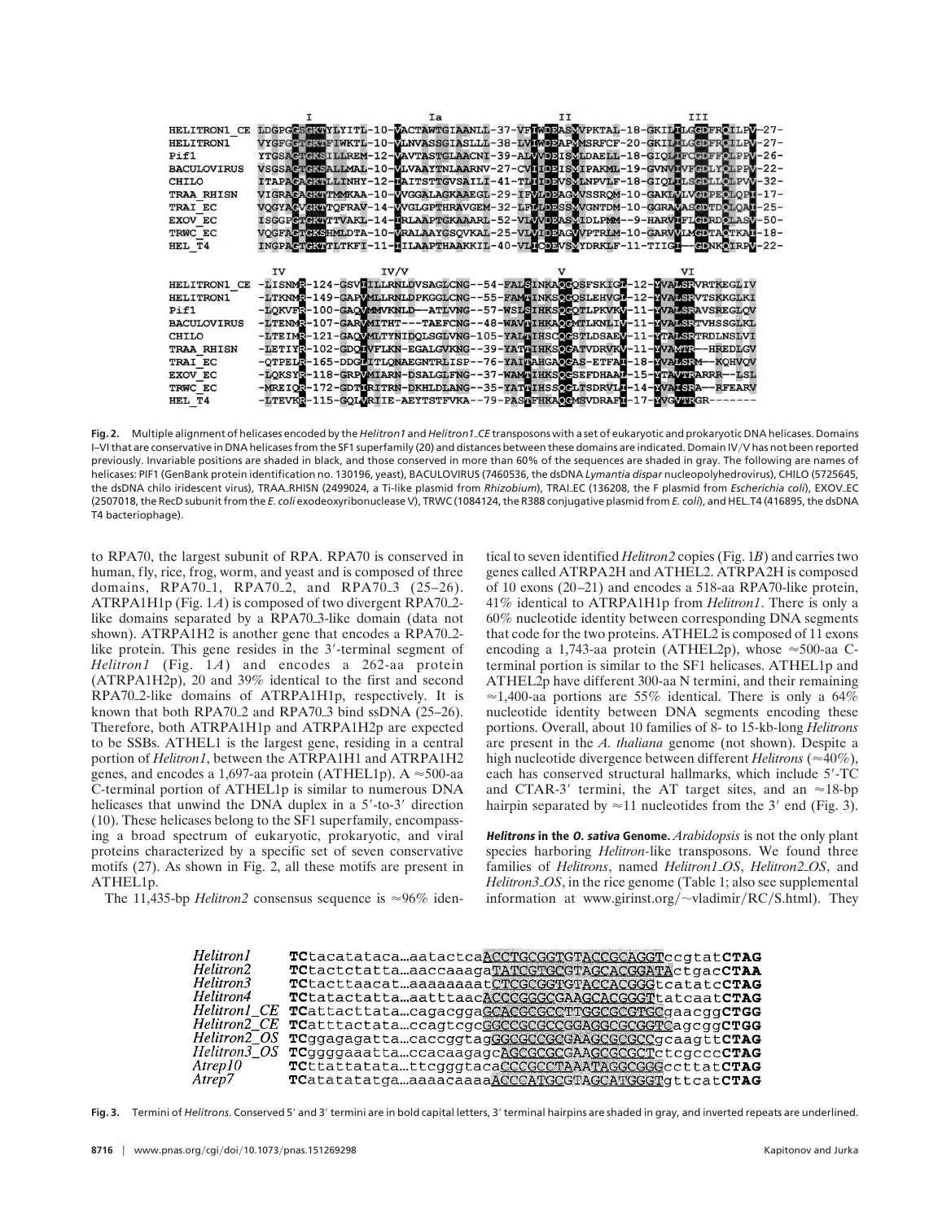```
                    I                              Ia                              II                                  III
HELITRON1_CE  LDGPGGSGKTYLYITL-10-VACTAWTGIAANLL-37-VFIWDEASMVPKTAL-18-GKILILGGDFRQILPV-27-
HELITRON1     VYGFGGTGKTFIWKTL-10-VLNVASSGIASLLL-38-LVIWDEAPMMSRFCF-20-GKILILGGDFRQILPV-25-
Pif1          YTGSAGTGKSILLREM-12-VAVTASTGLAACNI-39-ALVVDEISMLDAELL-18-GIQLIFCGDFFQLPPV-26-
BACULOVIRUS   VSGSAGTGKSALLMAL-10-VLVAAYTNLAARNV-27-CVIIDEISMIPAKML-19-GVNVIVFGDLYQLPPV-22-
CHILO         ITAPAGAGKTLLINHY-12-IAITSTTGVSAILI-41-TLIIDEVSMLNPVLF-18-GIQLILSGDLLQLPVV-32-
TRAA_RHISN    VIGRAGAGKTTMMKAA-10-VVGGALAGKAAEGL-29-IFVLDEAGMVSSRQM-10-GAKLVLVGDPEQLQPI-17-
TRAI_EC       VQGYAGVGKTTQFRAV-14-VVGLGPTHRAVGEM-32-LFLLDESSMVGNTDM-10-GGRAVASGDTDQLQAI-25-
EXOV_EC       ISGGPGTGKTTTVAKL-14-IRLAAPTGKAAARL-52-VLVVDEASMIDLPMM--9-HARVIFLGDRDQLASV-50-
TRWC_EC       VQGFAGTGKSHMLDTA-10-VRALAAYGSQVKAL-25-VLVIDEAGVVPTRLM-10-GARVVLMGDTAQTKAI-18-
HEL_T4        INGPAGTGKTTLTKFI-11-IILAAPTHAAKKIL-40-VLICDEVSMYDRKLF-11-TIIGI--GDNKQIRPV-22-

               IV                 IV/V                                   V                      VI
HELITRON1_CE  -LISNMR-124-GSVHILLRNLDVSAGLCNG--54-FALSINKAQGQSFSKIGI-12-YVALSRVRTKEGLIV
HELITRON1     -LTKNMR-149-GAPVMLLRNLDPKGGLCNG--55-FAMTINKSQGQSLEHVGI-12-YVALSRVTSKKGLKI
Pif1          -LQKVFR-100-GAQVMMVKNLD---ATLVNG--57-WSLSIHKSQGQTLPKVKV-11-YVALSRAVSREGLQV
BACULOVIRUS   -LTENMR-107-GARVMITHT---TAEFCNG--48-WAVTIHKAQGMTLKNLIV-11-YVALSRTVHSSGLKL
CHILO         -LTEIMR-121-GAQVMLTYNIDQLSGLVNG-105-YALTIHSCQGSTLDSAEV-11-YTALSRTRDLNSLVI
TRAA_RHISN    -LETIYR-102-GDQIVFLKN-EGALGVKNG--39-YATTIHKSQGATVDRVKV-11-YVAMTR--HREDLGV
TRAI_EC       -QTPEIR-165-DDGIITLQNAEGNTRLISP--76-YAITAHGAQGASETFAIA-18-YVALSRM--KQHVQV
EXOV_EC       -LQKSYR-118-GRPVMIARN-DSALGLFNG--37-WAMTIHKSQGSEFDHAAL-15-YTAVTRARRR--LSL
TRWC_EC       -MREIQR-172-GDTIRITRN-DKHLDLANG--35-YATTIHSSQGLTSDRVLI-14-YVAISRA--RFEARV
HEL_T4        -LTEVKR-115-GQLVRIIE-AEYTSTFVKA--79-PASTFHKAQGMSVDRAFI-17-YVGVTRGR-------
```

**Fig. 2.** Multiple alignment of helicases encoded by the *Helitron1* and *Helitron1_CE* transposons with a set of eukaryotic and prokaryotic DNA helicases. Domains I–VI that are conservative in DNA helicases from the SF1 superfamily (20) and distances between these domains are indicated. Domain IV/V has not been reported previously. Invariable positions are shaded in black, and those conserved in more than 60% of the sequences are shaded in gray. The following are names of helicases: PIF1 (GenBank protein identification no. 130194, yeast), BACULOVIRUS (7460536, the dsDNA *Lymantia dispar* nucleopolyhedrovirus), CHILO (5725645, the dsDNA chilo iridescent virus), TRAA_RHISN (2499024, a Ti-like plasmid from *Rhizobium*), TRAI_EC (136208, the F plasmid from *Escherichia coli*), EXOV_EC (2507018, the RecD subunit from the *E. coli* exodeoxyribonuclease V), TRWC (1084124, the R388 conjugative plasmid from *E. coli*), and HEL_T4 (416895, the dsDNA T4 bacteriophage).

to RPA70, the largest subunit of RPA. RPA70 is conserved in human, fly, rice, frog, worm, and yeast and is composed of three domains, RPA70_1, RPA70_2, and RPA70_3 (25–26). ATRPA1H1p (Fig. 1*A*) is composed of two divergent RPA70_2-like domains separated by a RPA70_3-like domain (data not shown). ATRPA1H2 is another gene that encodes a RPA70_2-like protein. This gene resides in the 3′-terminal segment of *Helitron1* (Fig. 1*A*) and encodes a 262-aa protein (ATRPA1H2p), 20 and 39% identical to the first and second RPA70_2-like domains of ATRPA1H1p, respectively. It is known that both RPA70_2 and RPA70_3 bind ssDNA (25–26). Therefore, both ATRPA1H1p and ATRPA1H2p are expected to be SSBs. ATHEL1 is the largest gene, residing in a central portion of *Helitron1*, between the ATRPA1H1 and ATRPA1H2 genes, and encodes a 1,697-aa protein (ATHEL1p). A ≈500-aa C-terminal portion of ATHEL1p is similar to numerous DNA helicases that unwind the DNA duplex in a 5′-to-3′ direction (10). These helicases belong to the SF1 superfamily, encompassing a broad spectrum of eukaryotic, prokaryotic, and viral proteins characterized by a specific set of seven conservative motifs (27). As shown in Fig. 2, all these motifs are present in ATHEL1p.

The 11,435-bp *Helitron2* consensus sequence is ≈96% identical to seven identified *Helitron2* copies (Fig. 1*B*) and carries two genes called ATRPA2H and ATHEL2. ATRPA2H is composed of 10 exons (20–21) and encodes a 518-aa RPA70-like protein, 41% identical to ATRPA1H1p from *Helitron1*. There is only a 60% nucleotide identity between corresponding DNA segments that code for the two proteins. ATHEL2 is composed of 11 exons encoding a 1,743-aa protein (ATHEL2p), whose ≈500-aa C-terminal portion is similar to the SF1 helicases. ATHEL1p and ATHEL2p have different 300-aa N termini, and their remaining ≈1,400-aa portions are 55% identical. There is only a 64% nucleotide identity between DNA segments encoding these portions. Overall, about 10 families of 8- to 15-kb-long *Helitrons* are present in the *A. thaliana* genome (not shown). Despite a high nucleotide divergence between different *Helitrons* (≈40%), each has conserved structural hallmarks, which include 5′-TC and CTAR-3′ termini, the AT target sites, and an ≈18-bp hairpin separated by ≈11 nucleotides from the 3′ end (Fig. 3).

***Helitrons* in the *O. sativa* Genome.** *Arabidopsis* is not the only plant species harboring *Helitron*-like transposons. We found three families of *Helitrons*, named *Helitron1_OS*, *Helitron2_OS*, and *Helitron3_OS*, in the rice genome (Table 1; also see supplemental information at www.girinst.org/~vladimir/RC/S.html). They

```
Helitron1     TCtacatataca…aatactcaACCTGCGGTGTACCGCAGGTccgtatCTAG
Helitron2     TCtactctatta…aaccaaagaTATCGTGCGTAGCACGGATActgacCTAA
Helitron3     TCtacttaacat…aaaaaaaatCTCGCGGTGTACCACGGGtcatatcCTAG
Helitron4     TCtatactatta…aatttaacACCCGGGCGAAGCACGGGTtatcaatCTAG
Helitron1_CE  TCattacttata…cagacggaGCACGCGCCTTGGCGCGTGCgaacggCTGG
Helitron2_CE  TCatttactata…ccagtcgcGGCCGCGCCGAGGCGCGGTCagcggCTGG
Helitron2_OS  TCggagagatta…caccggtagGGCGCCGCGAAGCGCGCCgcaagttCTAG
Helitron3_OS  TCggggaaatta…ccacaagagcAGCGCGCGAAGCGCGCTctcgcccCTAG
Atrep10       TCttattatata…ttcgggtacaCCCGCCTAAATAGGCGGGccttatCTAG
Atrep7        TCatatatatga…aaaacaaaaACCCATGCGTAGCATGGGTgttcatCTAG
```

**Fig. 3.** Termini of *Helitrons*. Conserved 5′ and 3′ termini are in bold capital letters, 3′ terminal hairpins are shaded in gray, and inverted repeats are underlined.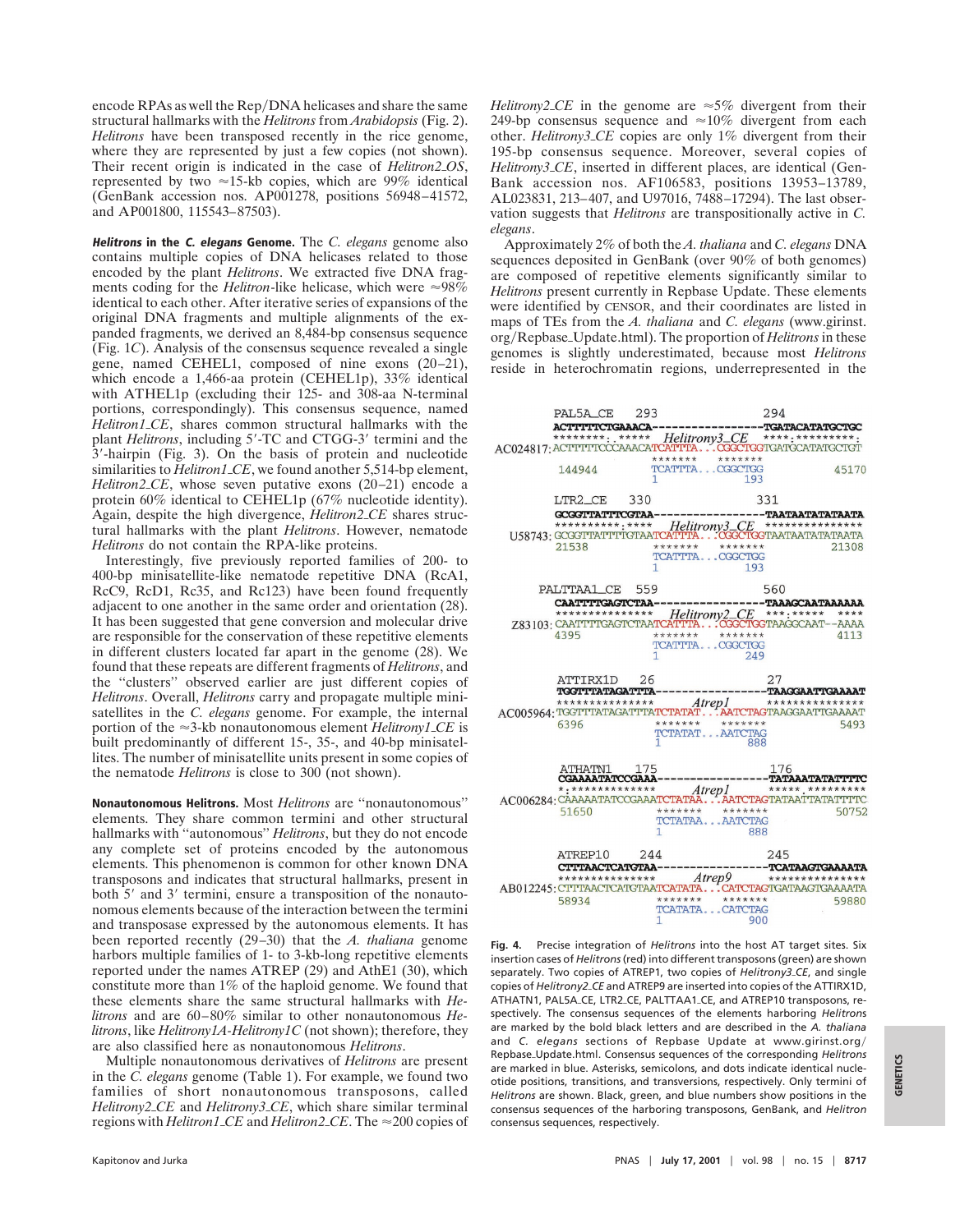encode RPAs as well the Rep/DNA helicases and share the same structural hallmarks with the *Helitrons* from *Arabidopsis* (Fig. 2). *Helitrons* have been transposed recently in the rice genome, where they are represented by just a few copies (not shown). Their recent origin is indicated in the case of *Helitron2_OS*, represented by two ≈15-kb copies, which are 99% identical (GenBank accession nos. AP001278, positions 56948–41572, and AP001800, 115543–87503).

**Helitrons in the C. elegans Genome.** The *C. elegans* genome also contains multiple copies of DNA helicases related to those encoded by the plant *Helitrons*. We extracted five DNA fragments coding for the *Helitron*-like helicase, which were ≈98% identical to each other. After iterative series of expansions of the original DNA fragments and multiple alignments of the expanded fragments, we derived an 8,484-bp consensus sequence (Fig. 1*C*). Analysis of the consensus sequence revealed a single gene, named CEHEL1, composed of nine exons (20–21), which encode a 1,466-aa protein (CEHEL1p), 33% identical with ATHEL1p (excluding their 125- and 308-aa N-terminal portions, correspondingly). This consensus sequence, named *Helitron1_CE*, shares common structural hallmarks with the plant *Helitrons*, including 5′-TC and CTGG-3′ termini and the 3′-hairpin (Fig. 3). On the basis of protein and nucleotide similarities to *Helitron1_CE*, we found another 5,514-bp element, *Helitron2_CE*, whose seven putative exons (20–21) encode a protein 60% identical to CEHEL1p (67% nucleotide identity). Again, despite the high divergence, *Helitron2_CE* shares structural hallmarks with the plant *Helitrons*. However, nematode *Helitrons* do not contain the RPA-like proteins.

Interestingly, five previously reported families of 200- to 400-bp minisatellite-like nematode repetitive DNA (RcA1, RcC9, RcD1, Rc35, and Rc123) have been found frequently adjacent to one another in the same order and orientation (28). It has been suggested that gene conversion and molecular drive are responsible for the conservation of these repetitive elements in different clusters located far apart in the genome (28). We found that these repeats are different fragments of *Helitrons*, and the "clusters" observed earlier are just different copies of *Helitrons*. Overall, *Helitrons* carry and propagate multiple minisatellites in the *C. elegans* genome. For example, the internal portion of the ≈3-kb nonautonomous element *Helitrony1_CE* is built predominantly of different 15-, 35-, and 40-bp minisatellites. The number of minisatellite units present in some copies of the nematode *Helitrons* is close to 300 (not shown).

**Nonautonomous Helitrons.** Most *Helitrons* are "nonautonomous" elements. They share common termini and other structural hallmarks with "autonomous" *Helitrons*, but they do not encode any complete set of proteins encoded by the autonomous elements. This phenomenon is common for other known DNA transposons and indicates that structural hallmarks, present in both 5′ and 3′ termini, ensure a transposition of the nonautonomous elements because of the interaction between the termini and transposase expressed by the autonomous elements. It has been reported recently (29–30) that the *A. thaliana* genome harbors multiple families of 1- to 3-kb-long repetitive elements reported under the names ATREP (29) and AthE1 (30), which constitute more than 1% of the haploid genome. We found that these elements share the same structural hallmarks with *Helitrons* and are 60–80% similar to other nonautonomous *Helitrons*, like *Helitrony1A*-*Helitrony1C* (not shown); therefore, they are also classified here as nonautonomous *Helitrons*.

Multiple nonautonomous derivatives of *Helitrons* are present in the *C. elegans* genome (Table 1). For example, we found two families of short nonautonomous transposons, called *Helitrony2_CE* and *Helitrony3_CE*, which share similar terminal regions with *Helitron1_CE* and *Helitron2_CE*. The ≈200 copies of *Helitrony2_CE* in the genome are ≈5% divergent from their 249-bp consensus sequence and ≈10% divergent from each other. *Helitrony3_CE* copies are only 1% divergent from their 195-bp consensus sequence. Moreover, several copies of *Helitrony3_CE*, inserted in different places, are identical (GenBank accession nos. AF106583, positions 13953–13789, AL023831, 213–407, and U97016, 7488–17294). The last observation suggests that *Helitrons* are transpositionally active in *C. elegans*.

Approximately 2% of both the *A. thaliana* and *C. elegans* DNA sequences deposited in GenBank (over 90% of both genomes) are composed of repetitive elements significantly similar to *Helitrons* present currently in Repbase Update. These elements were identified by CENSOR, and their coordinates are listed in maps of TEs from the *A. thaliana* and *C. elegans* (www.girinst.org/Repbase_Update.html). The proportion of *Helitrons* in these genomes is slightly underestimated, because most *Helitrons* reside in heterochromatin regions, underrepresented in the

```
       PAL5A_CE     293                                294
                ACTTTTTCTGAAACA-----------------TGATACATATGCTGC
                ********:.*****   Helitrony3_CE   ****:*********:
AC024817: ACTTTTTCCCAAACATCATTTTA...CGGCTGGTGATGCATATGCTGT
                                  *******   *******
           144944                 TCATTTA...CGGCTGG                45170
                                  1               193

       LTR2_CE      330                                331
                GCGGTTATTTCGTAA-----------------TAATAATATATAATA
                **********:****   Helitrony3_CE   ***************
U58743: GCGGTTATTTTGTAATCATTTA...CGGCTGGTAATAATATATAATA
           21538                  *******   *******                21308
                                  TCATTTA...CGGCTGG
                                  1               193

       PALTTAA1_CE  559                                560
                CAATTTTGAGTCTAA-----------------TAAAGCAATAAAAAA
                ***************   Helitrony2_CE   ***:*****   ****
Z83103: CAATTTTGAGTCTAATCATTTA...CGGCTGGTAAGGCAAT--AAAA
           4395                   *******   *******                4113
                                  TCATTTA...CGGCTGG
                                  1               249

       ATTIRX1D     26                                 27
                TGGTTTATAGATTTA-----------------TAAGGAATTGAAAAT
                ***************       Atrep1      ***************
AC005964: TGGTTTATAGATTTATCTATAT...AATCTAGTAAGGAATTGAAAAT
           6396                   *******   *******                5493
                                  TCTATAT...AATCTAG
                                  1               888

       ATHATN1      175                                176
                CGAAAATATCCGAAA-----------------TATAAATATATTTTC
                *:*************       Atrep1      *****.*********
AC006284: CAAAAATATCCGAAATCTATAA...AATCTAGTATAATTATATTTTC
           51650                  *******   *******                50752
                                  TCTATAA...AATCTAG
                                  1               888

       ATREP10      244                                245
                CTTTAACTCATGTAA-----------------TCATAAGTGAAAATA
                ***************       Atrep9      ***************
AB012245: CTTTAACTCATGTAATCATATA...CATCTAGTGATAAGTGAAAATA
           58934                  *******   *******                59880
                                  TCATATA...CATCTAG
                                  1               900
```

**Fig. 4.** Precise integration of *Helitrons* into the host AT target sites. Six insertion cases of *Helitrons* (red) into different transposons (green) are shown separately. Two copies of ATREP1, two copies of *Helitrony3_CE*, and single copies of *Helitrony2_CE* and ATREP9 are inserted into copies of the ATTIRX1D, ATHATN1, PAL5A_CE, LTR2_CE, PALTTAA1_CE, and ATREP10 transposons, respectively. The consensus sequences of the elements harboring *Helitrons* are marked by the bold black letters and are described in the *A. thaliana* and *C. elegans* sections of Repbase Update at www.girinst.org/Repbase_Update.html. Consensus sequences of the corresponding *Helitrons* are marked in blue. Asterisks, semicolons, and dots indicate identical nucleotide positions, transitions, and transversions, respectively. Only termini of *Helitrons* are shown. Black, green, and blue numbers show positions in the consensus sequences of the harboring transposons, GenBank, and *Helitron* consensus sequences, respectively.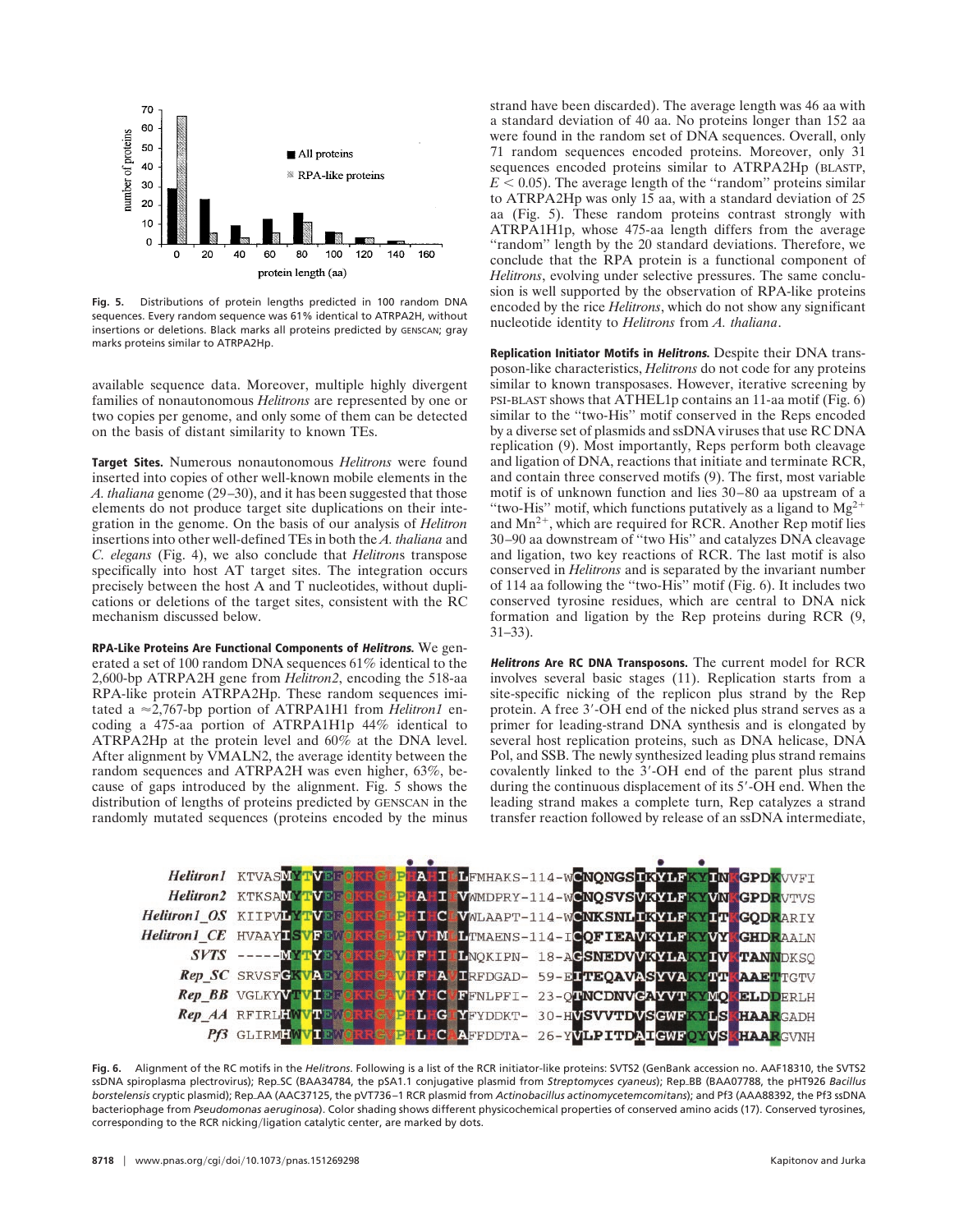Fig. 5. Distributions of protein lengths predicted in 100 random DNA sequences. Every random sequence was 61% identical to ATRPA2H, without insertions or deletions. Black marks all proteins predicted by GENSCAN; gray marks proteins similar to ATRPA2Hp.

available sequence data. Moreover, multiple highly divergent families of nonautonomous *Helitrons* are represented by one or two copies per genome, and only some of them can be detected on the basis of distant similarity to known TEs.

**Target Sites.** Numerous nonautonomous *Helitrons* were found inserted into copies of other well-known mobile elements in the *A. thaliana* genome (29–30), and it has been suggested that those elements do not produce target site duplications on their integration in the genome. On the basis of our analysis of *Helitron* insertions into other well-defined TEs in both the *A. thaliana* and *C. elegans* (Fig. 4), we also conclude that *Helitron*s transpose specifically into host AT target sites. The integration occurs precisely between the host A and T nucleotides, without duplications or deletions of the target sites, consistent with the RC mechanism discussed below.

**RPA-Like Proteins Are Functional Components of *Helitrons.*** We generated a set of 100 random DNA sequences 61% identical to the 2,600-bp ATRPA2H gene from *Helitron2*, encoding the 518-aa RPA-like protein ATRPA2Hp. These random sequences imitated a ≈2,767-bp portion of ATRPA1H1 from *Helitron1* encoding a 475-aa portion of ATRPA1H1p 44% identical to ATRPA2Hp at the protein level and 60% at the DNA level. After alignment by VMALN2, the average identity between the random sequences and ATRPA2H was even higher, 63%, because of gaps introduced by the alignment. Fig. 5 shows the distribution of lengths of proteins predicted by GENSCAN in the randomly mutated sequences (proteins encoded by the minus strand have been discarded). The average length was 46 aa with a standard deviation of 40 aa. No proteins longer than 152 aa were found in the random set of DNA sequences. Overall, only 71 random sequences encoded proteins. Moreover, only 31 sequences encoded proteins similar to ATRPA2Hp (BLASTP, $E < 0.05$). The average length of the "random" proteins similar to ATRPA2Hp was only 15 aa, with a standard deviation of 25 aa (Fig. 5). These random proteins contrast strongly with ATRPA1H1p, whose 475-aa length differs from the average "random" length by the 20 standard deviations. Therefore, we conclude that the RPA protein is a functional component of *Helitrons*, evolving under selective pressures. The same conclusion is well supported by the observation of RPA-like proteins encoded by the rice *Helitrons*, which do not show any significant nucleotide identity to *Helitrons* from *A. thaliana*.

**Replication Initiator Motifs in *Helitrons.*** Despite their DNA transposon-like characteristics, *Helitrons* do not code for any proteins similar to known transposases. However, iterative screening by PSI-BLAST shows that ATHEL1p contains an 11-aa motif (Fig. 6) similar to the "two-His" motif conserved in the Reps encoded by a diverse set of plasmids and ssDNA viruses that use RC DNA replication (9). Most importantly, Reps perform both cleavage and ligation of DNA, reactions that initiate and terminate RCR, and contain three conserved motifs (9). The first, most variable motif is of unknown function and lies 30–80 aa upstream of a "two-His" motif, which functions putatively as a ligand to $Mg^{2+}$ and $Mn^{2+}$, which are required for RCR. Another Rep motif lies 30–90 aa downstream of "two His" and catalyzes DNA cleavage and ligation, two key reactions of RCR. The last motif is also conserved in *Helitrons* and is separated by the invariant number of 114 aa following the "two-His" motif (Fig. 6). It includes two conserved tyrosine residues, which are central to DNA nick formation and ligation by the Rep proteins during RCR (9, 31–33).

***Helitrons* Are RC DNA Transposons.** The current model for RCR involves several basic stages (11). Replication starts from a site-specific nicking of the replicon plus strand by the Rep protein. A free 3′-OH end of the nicked plus strand serves as a primer for leading-strand DNA synthesis and is elongated by several host replication proteins, such as DNA helicase, DNA Pol, and SSB. The newly synthesized leading plus strand remains covalently linked to the 3′-OH end of the parent plus strand during the continuous displacement of its 5′-OH end. When the leading strand makes a complete turn, Rep catalyzes a strand transfer reaction followed by release of an ssDNA intermediate,

```
Helitron1     KTVASMYTVEFQKRGLPHAHILFMHAKS-114-WCNQNGSIKYLFKYINKGPDKVVFI
Helitron2     KTKSAMYTVEFQKRGLPHAHILVWMDPRY-114-WCNQSVSVKYLFKYVNKGPDRVTVS
Helitron1_OS  KIIPVLYTVEFQKRGLPHIHCLVWLAAPT-114-WCNKSNLIKYLFKYITKGQDRARIY
Helitron1_CE  HVAAYISVFEWQKRGLPHVHMLLTMAENS-114-ICQFIEAVKYLFKYVYKGHDRAALN
SVTS          -----MYTYEYQKRGAVHFHILLNQKIPN- 18-AGSNEDVVKYLAKYIVKTANNDKSQ
Rep_SC        SRVSFGKVAEYQKRGAVHFHAVIRFDGAD- 59-EITEQAVASYVAKYTTKAAETTGTV
Rep_BB        VGLKYVTVIEFQKRGAVHYHCVFFNLPFI- 23-QTNCDNVGAYVTKYMQKELDDERLH
Rep_AA        RFIRLHWVTEWQRRGLPHLHGIYFYDDKT- 30-HVSVVTDVSGWFKYLSKHAARGADH
Pf3           GLIRMHWVIEWQRRGLPHLHCAAFFDDTA- 26-YVLPITDAIGWFQYVSKHAARGVNH
```

Fig. 6. Alignment of the RC motifs in the *Helitrons*. Following is a list of the RCR initiator-like proteins: SVTS2 (GenBank accession no. AAF18310, the SVTS2 ssDNA spiroplasma plectrovirus); Rep_SC (BAA34784, the pSA1.1 conjugative plasmid from *Streptomyces cyaneus*); Rep_BB (BAA07788, the pHT926 *Bacillus borstelensis* cryptic plasmid); Rep_AA (AAC37125, the pVT736–1 RCR plasmid from *Actinobacillus actinomycetemcomitans*); and Pf3 (AAA88392, the Pf3 ssDNA bacteriophage from *Pseudomonas aeruginosa*). Color shading shows different physicochemical properties of conserved amino acids (17). Conserved tyrosines, corresponding to the RCR nicking/ligation catalytic center, are marked by dots.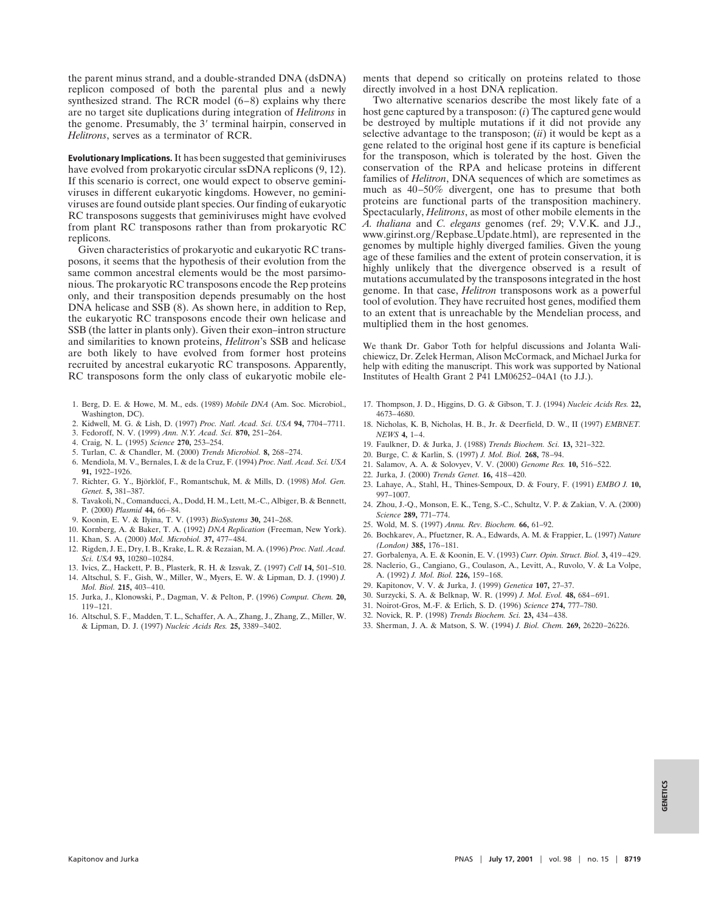the parent minus strand, and a double-stranded DNA (dsDNA) replicon composed of both the parental plus and a newly synthesized strand. The RCR model (6–8) explains why there are no target site duplications during integration of *Helitrons* in the genome. Presumably, the 3′ terminal hairpin, conserved in *Helitrons*, serves as a terminator of RCR.

**Evolutionary Implications.** It has been suggested that geminiviruses have evolved from prokaryotic circular ssDNA replicons (9, 12). If this scenario is correct, one would expect to observe geminiviruses in different eukaryotic kingdoms. However, no geminiviruses are found outside plant species. Our finding of eukaryotic RC transposons suggests that geminiviruses might have evolved from plant RC transposons rather than from prokaryotic RC replicons.

Given characteristics of prokaryotic and eukaryotic RC transposons, it seems that the hypothesis of their evolution from the same common ancestral elements would be the most parsimonious. The prokaryotic RC transposons encode the Rep proteins only, and their transposition depends presumably on the host DNA helicase and SSB (8). As shown here, in addition to Rep, the eukaryotic RC transposons encode their own helicase and SSB (the latter in plants only). Given their exon–intron structure and similarities to known proteins, *Helitron*'s SSB and helicase are both likely to have evolved from former host proteins recruited by ancestral eukaryotic RC transposons. Apparently, RC transposons form the only class of eukaryotic mobile elements that depend so critically on proteins related to those directly involved in a host DNA replication.

Two alternative scenarios describe the most likely fate of a host gene captured by a transposon: (*i*) The captured gene would be destroyed by multiple mutations if it did not provide any selective advantage to the transposon; (*ii*) it would be kept as a gene related to the original host gene if its capture is beneficial for the transposon, which is tolerated by the host. Given the conservation of the RPA and helicase proteins in different families of *Helitron*, DNA sequences of which are sometimes as much as 40–50% divergent, one has to presume that both proteins are functional parts of the transposition machinery. Spectacularly, *Helitrons*, as most of other mobile elements in the *A. thaliana* and *C. elegans* genomes (ref. 29; V.V.K. and J.J., www.girinst.org/Repbase_Update.html), are represented in the genomes by multiple highly diverged families. Given the young age of these families and the extent of protein conservation, it is highly unlikely that the divergence observed is a result of mutations accumulated by the transposons integrated in the host genome. In that case, *Helitron* transposons work as a powerful tool of evolution. They have recruited host genes, modified them to an extent that is unreachable by the Mendelian process, and multiplied them in the host genomes.

We thank Dr. Gabor Toth for helpful discussions and Jolanta Walichiewicz, Dr. Zelek Herman, Alison McCormack, and Michael Jurka for help with editing the manuscript. This work was supported by National Institutes of Health Grant 2 P41 LM06252–04A1 (to J.J.).

1. Berg, D. E. & Howe, M. M., eds. (1989) *Mobile DNA* (Am. Soc. Microbiol., Washington, DC).
2. Kidwell, M. G. & Lish, D. (1997) *Proc. Natl. Acad. Sci. USA* **94,** 7704–7711.
3. Fedoroff, N. V. (1999) *Ann. N.Y. Acad. Sci.* **870,** 251–264.
4. Craig, N. L. (1995) *Science* **270,** 253–254.
5. Turlan, C. & Chandler, M. (2000) *Trends Microbiol.* **8,** 268–274.
6. Mendiola, M. V., Bernales, I. & de la Cruz, F. (1994) *Proc. Natl. Acad. Sci. USA* **91,** 1922–1926.
7. Richter, G. Y., Björklöf, F., Romantschuk, M. & Mills, D. (1998) *Mol. Gen. Genet.* **5,** 381–387.
8. Tavakoli, N., Comanducci, A., Dodd, H. M., Lett, M.-C., Albiger, B. & Bennett, P. (2000) *Plasmid* **44,** 66–84.
9. Koonin, E. V. & Ilyina, T. V. (1993) *BioSystems* **30,** 241–268.
10. Kornberg, A. & Baker, T. A. (1992) *DNA Replication* (Freeman, New York).
11. Khan, S. A. (2000) *Mol. Microbiol.* **37,** 477–484.
12. Rigden, J. E., Dry, I. B., Krake, L. R. & Rezaian, M. A. (1996) *Proc. Natl. Acad. Sci. USA* **93,** 10280–10284.
13. Ivics, Z., Hackett, P. B., Plasterk, R. H. & Izsvak, Z. (1997) *Cell* **14,** 501–510.
14. Altschul, S. F., Gish, W., Miller, W., Myers, E. W. & Lipman, D. J. (1990) *J. Mol. Biol.* **215,** 403–410.
15. Jurka, J., Klonowski, P., Dagman, V. & Pelton, P. (1996) *Comput. Chem.* **20,** 119–121.
16. Altschul, S. F., Madden, T. L., Schaffer, A. A., Zhang, J., Zhang, Z., Miller, W. & Lipman, D. J. (1997) *Nucleic Acids Res.* **25,** 3389–3402.
17. Thompson, J. D., Higgins, D. G. & Gibson, T. J. (1994) *Nucleic Acids Res.* **22,** 4673–4680.
18. Nicholas, K. B, Nicholas, H. B., Jr. & Deerfield, D. W., II (1997) *EMBNET. NEWS* **4,** 1–4.
19. Faulkner, D. & Jurka, J. (1988) *Trends Biochem. Sci.* **13,** 321–322.
20. Burge, C. & Karlin, S. (1997) *J. Mol. Biol.* **268,** 78–94.
21. Salamov, A. A. & Solovyev, V. V. (2000) *Genome Res.* **10,** 516–522.
22. Jurka, J. (2000) *Trends Genet.* **16,** 418–420.
23. Lahaye, A., Stahl, H., Thines-Sempoux, D. & Foury, F. (1991) *EMBO J.* **10,** 997–1007.
24. Zhou, J.-Q., Monson, E. K., Teng, S.-C., Schultz, V. P. & Zakian, V. A. (2000) *Science* **289,** 771–774.
25. Wold, M. S. (1997) *Annu. Rev. Biochem.* **66,** 61–92.
26. Bochkarev, A., Pfuetzner, R. A., Edwards, A. M. & Frappier, L. (1997) *Nature (London)* **385,** 176–181.
27. Gorbalenya, A. E. & Koonin, E. V. (1993) *Curr. Opin. Struct. Biol.* **3,** 419–429.
28. Naclerio, G., Cangiano, G., Coulason, A., Levitt, A., Ruvolo, V. & La Volpe, A. (1992) *J. Mol. Biol.* **226,** 159–168.
29. Kapitonov, V. V. & Jurka, J. (1999) *Genetica* **107,** 27–37.
30. Surzycki, S. A. & Belknap, W. R. (1999) *J. Mol. Evol.* **48,** 684–691.
31. Noirot-Gros, M.-F. & Erlich, S. D. (1996) *Science* **274,** 777–780.
32. Novick, R. P. (1998) *Trends Biochem. Sci.* **23,** 434–438.
33. Sherman, J. A. & Matson, S. W. (1994) *J. Biol. Chem.* **269,** 26220–26226.